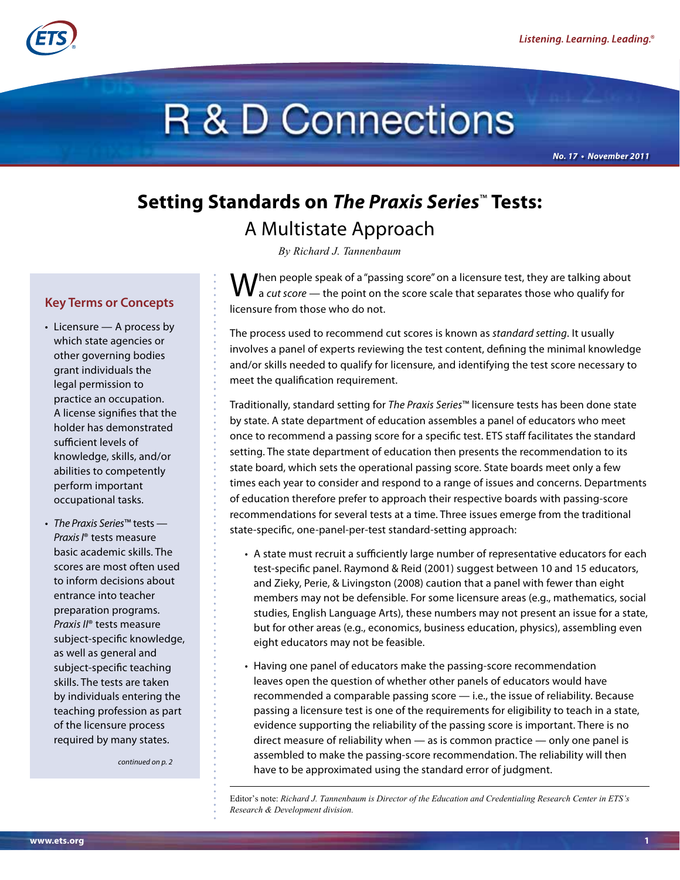# R & D Connections

No. 17 • November 2011

# Setting Standards on *The Praxis Series*™ Tests:

## A Multistate Approach

*By Richard J. Tannenbaum*

When people speak of a "passing score" on a licensure test, they are talking about a *cut score* — the point on the score scale that separates those who qualify for licensure from those who do not.

The process used to recommend cut scores is known as *standard setting*. It usually involves a panel of experts reviewing the test content, defining the minimal knowledge and/or skills needed to qualify for licensure, and identifying the test score necessary to meet the qualification requirement.

Traditionally, standard setting for *The Praxis Series*™ licensure tests has been done state by state. A state department of education assembles a panel of educators who meet once to recommend a passing score for a specific test. ETS staff facilitates the standard setting. The state department of education then presents the recommendation to its state board, which sets the operational passing score. State boards meet only a few times each year to consider and respond to a range of issues and concerns. Departments of education therefore prefer to approach their respective boards with passing-score recommendations for several tests at a time. Three issues emerge from the traditional state-specific, one-panel-per-test standard-setting approach:

- A state must recruit a sufficiently large number of representative educators for each test-specific panel. Raymond & Reid (2001) suggest between 10 and 15 educators, and Zieky, Perie, & Livingston (2008) caution that a panel with fewer than eight members may not be defensible. For some licensure areas (e.g., mathematics, social studies, English Language Arts), these numbers may not present an issue for a state, but for other areas (e.g., economics, business education, physics), assembling even eight educators may not be feasible.
- Having one panel of educators make the passing-score recommendation leaves open the question of whether other panels of educators would have recommended a comparable passing score — i.e., the issue of reliability. Because passing a licensure test is one of the requirements for eligibility to teach in a state, evidence supporting the reliability of the passing score is important. There is no direct measure of reliability when — as is common practice — only one panel is assembled to make the passing-score recommendation. The reliability will then have to be approximated using the standard error of judgment.

Editor's note: *Richard J. Tannenbaum is Director of the Education and Credentialing Research Center in ETS's Research & Development division.*

### Key Terms or Concepts

- Licensure — A process by which state agencies or other governing bodies grant individuals the legal permission to practice an occupation. A license signifies that the holder has demonstrated sufficient levels of knowledge, skills, and/or abilities to competently perform important occupational tasks.
- *The Praxis Series*™ tests — *Praxis I*® tests measure basic academic skills. The scores are most often used to inform decisions about entrance into teacher preparation programs. *Praxis II*® tests measure subject-specific knowledge, as well as general and subject-specific teaching skills. The tests are taken by individuals entering the teaching profession as part of the licensure process required by many states.

*continued on p. 2*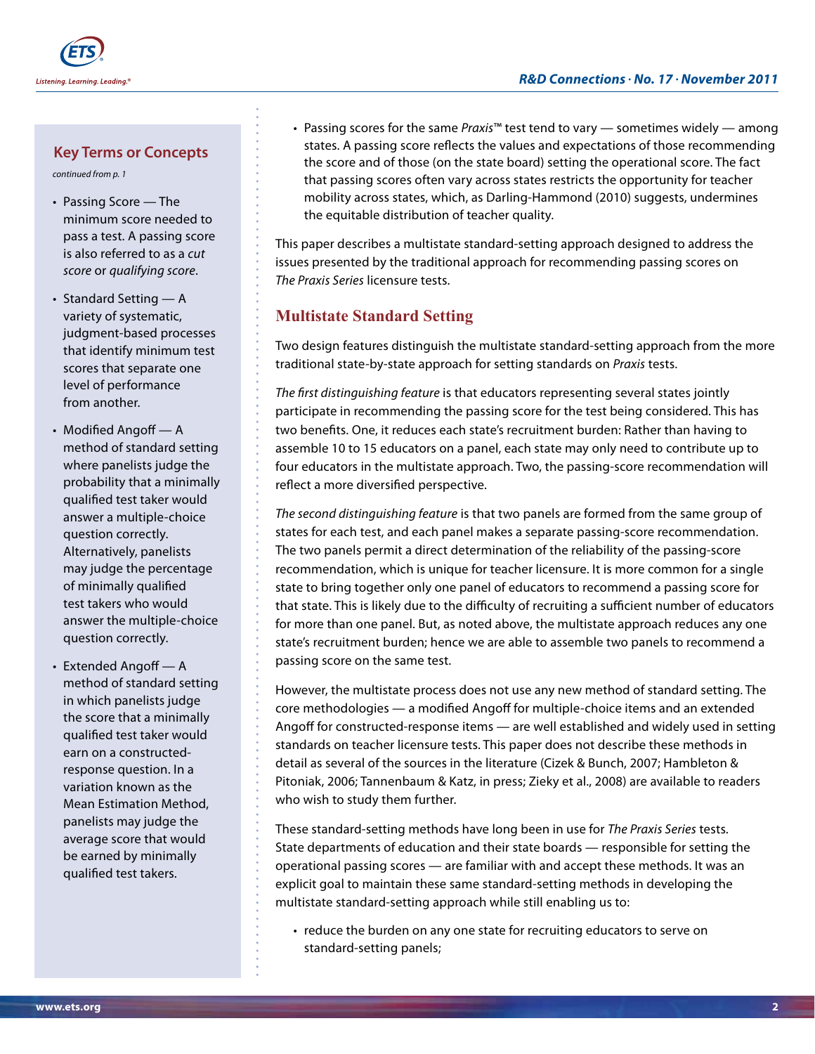## Key Terms or Concepts

*continued from p. 1*

- Passing Score — The minimum score needed to pass a test. A passing score is also referred to as a *cut score* or *qualifying score*.
- Standard Setting — A variety of systematic, judgment-based processes that identify minimum test scores that separate one level of performance from another.
- Modified Angoff — A method of standard setting where panelists judge the probability that a minimally qualified test taker would answer a multiple-choice question correctly. Alternatively, panelists may judge the percentage of minimally qualified test takers who would answer the multiple-choice question correctly.
- Extended Angoff — A method of standard setting in which panelists judge the score that a minimally qualified test taker would earn on a constructed-response question. In a variation known as the Mean Estimation Method, panelists may judge the average score that would be earned by minimally qualified test takers.

---

- Passing scores for the same *Praxis*™ test tend to vary — sometimes widely — among states. A passing score reflects the values and expectations of those recommending the score and of those (on the state board) setting the operational score. The fact that passing scores often vary across states restricts the opportunity for teacher mobility across states, which, as Darling-Hammond (2010) suggests, undermines the equitable distribution of teacher quality.

This paper describes a multistate standard-setting approach designed to address the issues presented by the traditional approach for recommending passing scores on *The Praxis Series* licensure tests.

## Multistate Standard Setting

Two design features distinguish the multistate standard-setting approach from the more traditional state-by-state approach for setting standards on *Praxis* tests.

*The first distinguishing feature* is that educators representing several states jointly participate in recommending the passing score for the test being considered. This has two benefits. One, it reduces each state's recruitment burden: Rather than having to assemble 10 to 15 educators on a panel, each state may only need to contribute up to four educators in the multistate approach. Two, the passing-score recommendation will reflect a more diversified perspective.

*The second distinguishing feature* is that two panels are formed from the same group of states for each test, and each panel makes a separate passing-score recommendation. The two panels permit a direct determination of the reliability of the passing-score recommendation, which is unique for teacher licensure. It is more common for a single state to bring together only one panel of educators to recommend a passing score for that state. This is likely due to the difficulty of recruiting a sufficient number of educators for more than one panel. But, as noted above, the multistate approach reduces any one state's recruitment burden; hence we are able to assemble two panels to recommend a passing score on the same test.

However, the multistate process does not use any new method of standard setting. The core methodologies — a modified Angoff for multiple-choice items and an extended Angoff for constructed-response items — are well established and widely used in setting standards on teacher licensure tests. This paper does not describe these methods in detail as several of the sources in the literature (Cizek & Bunch, 2007; Hambleton & Pitoniak, 2006; Tannenbaum & Katz, in press; Zieky et al., 2008) are available to readers who wish to study them further.

These standard-setting methods have long been in use for *The Praxis Series* tests. State departments of education and their state boards — responsible for setting the operational passing scores — are familiar with and accept these methods. It was an explicit goal to maintain these same standard-setting methods in developing the multistate standard-setting approach while still enabling us to:

- reduce the burden on any one state for recruiting educators to serve on standard-setting panels;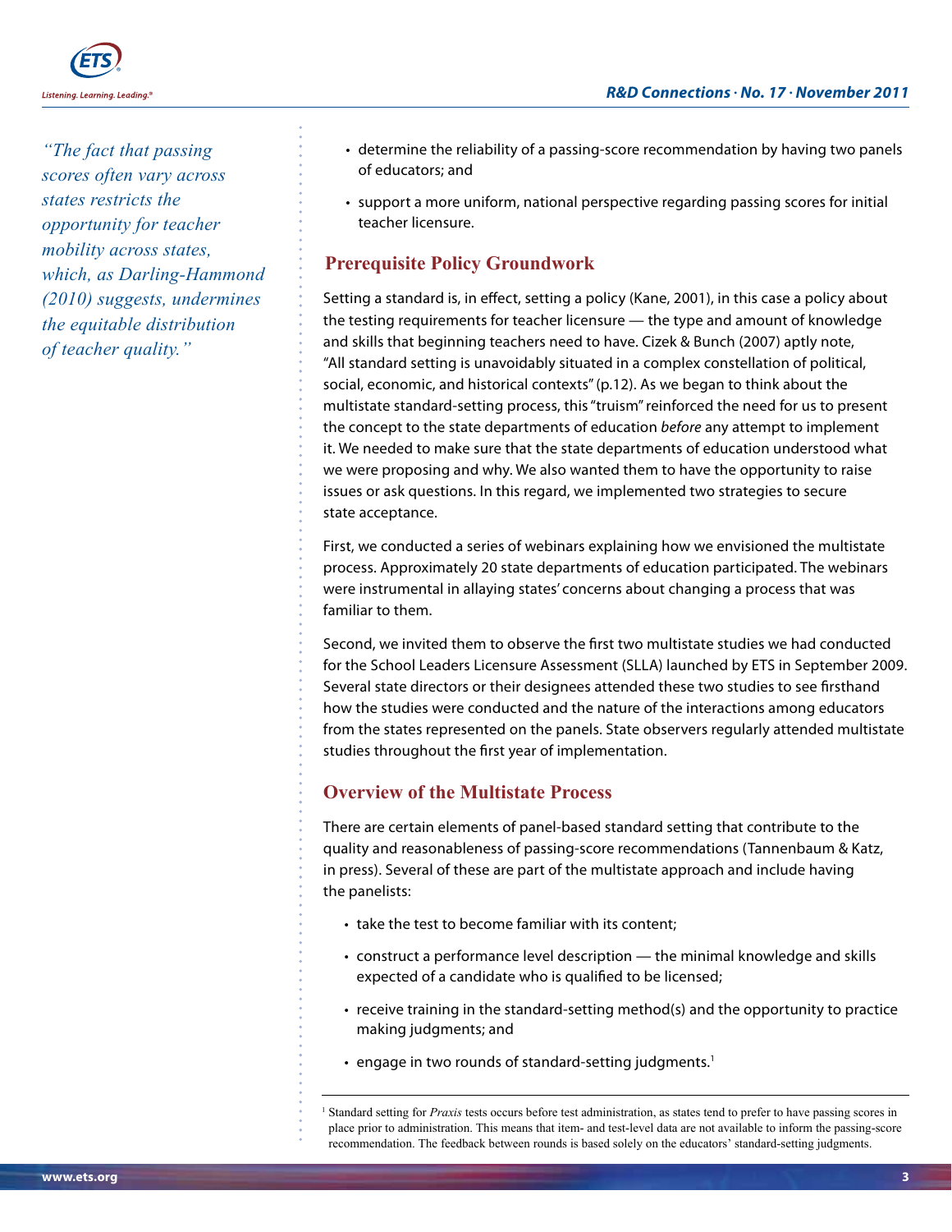> *"The fact that passing scores often vary across states restricts the opportunity for teacher mobility across states, which, as Darling-Hammond (2010) suggests, undermines the equitable distribution of teacher quality."*

- determine the reliability of a passing-score recommendation by having two panels of educators; and
- support a more uniform, national perspective regarding passing scores for initial teacher licensure.

## Prerequisite Policy Groundwork

Setting a standard is, in effect, setting a policy (Kane, 2001), in this case a policy about the testing requirements for teacher licensure — the type and amount of knowledge and skills that beginning teachers need to have. Cizek & Bunch (2007) aptly note, "All standard setting is unavoidably situated in a complex constellation of political, social, economic, and historical contexts" (p.12). As we began to think about the multistate standard-setting process, this "truism" reinforced the need for us to present the concept to the state departments of education *before* any attempt to implement it. We needed to make sure that the state departments of education understood what we were proposing and why. We also wanted them to have the opportunity to raise issues or ask questions. In this regard, we implemented two strategies to secure state acceptance.

First, we conducted a series of webinars explaining how we envisioned the multistate process. Approximately 20 state departments of education participated. The webinars were instrumental in allaying states' concerns about changing a process that was familiar to them.

Second, we invited them to observe the first two multistate studies we had conducted for the School Leaders Licensure Assessment (SLLA) launched by ETS in September 2009. Several state directors or their designees attended these two studies to see firsthand how the studies were conducted and the nature of the interactions among educators from the states represented on the panels. State observers regularly attended multistate studies throughout the first year of implementation.

## Overview of the Multistate Process

There are certain elements of panel-based standard setting that contribute to the quality and reasonableness of passing-score recommendations (Tannenbaum & Katz, in press). Several of these are part of the multistate approach and include having the panelists:

- take the test to become familiar with its content;
- construct a performance level description — the minimal knowledge and skills expected of a candidate who is qualified to be licensed;
- receive training in the standard-setting method(s) and the opportunity to practice making judgments; and
- engage in two rounds of standard-setting judgments.[1]

---

[1] Standard setting for *Praxis* tests occurs before test administration, as states tend to prefer to have passing scores in place prior to administration. This means that item- and test-level data are not available to inform the passing-score recommendation. The feedback between rounds is based solely on the educators' standard-setting judgments.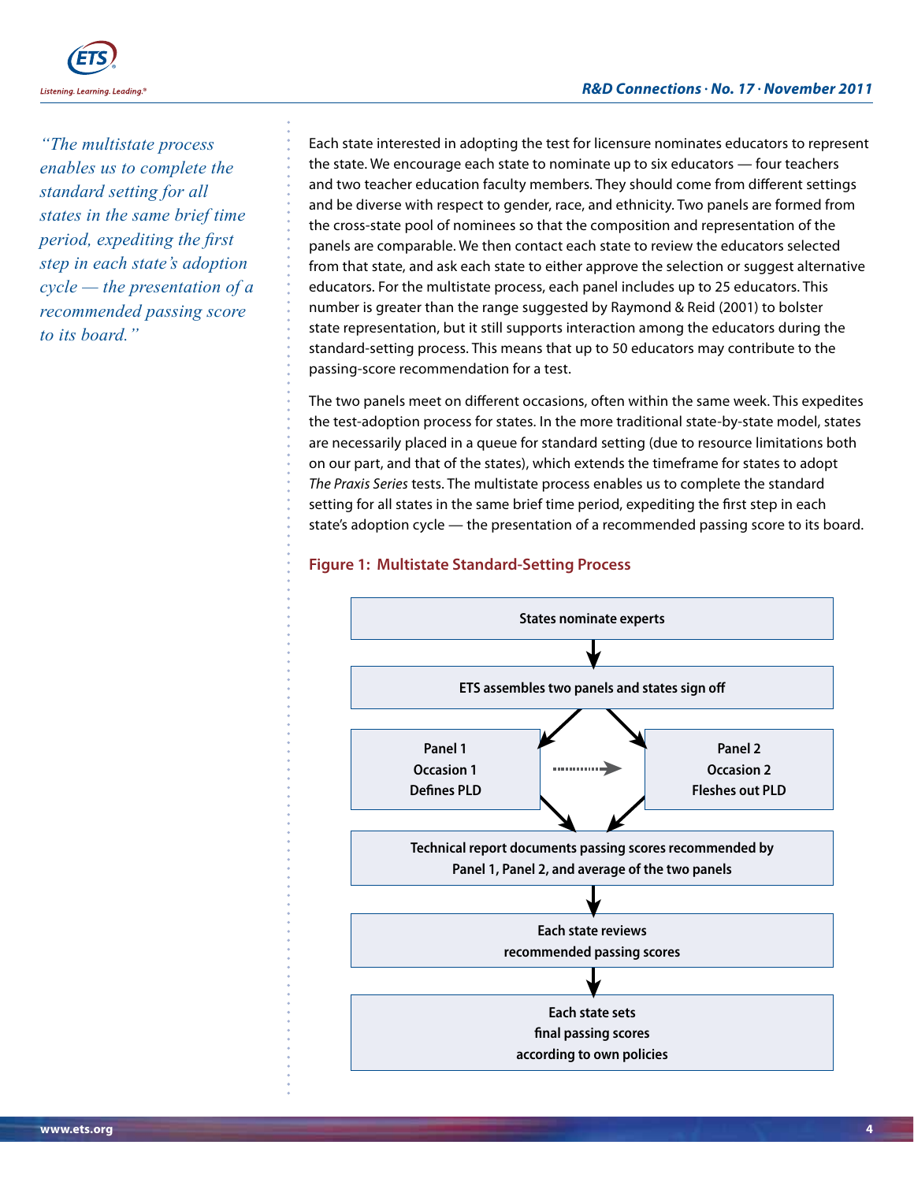*"The multistate process enables us to complete the standard setting for all states in the same brief time period, expediting the first step in each state's adoption cycle — the presentation of a recommended passing score to its board."*

Each state interested in adopting the test for licensure nominates educators to represent the state. We encourage each state to nominate up to six educators — four teachers and two teacher education faculty members. They should come from different settings and be diverse with respect to gender, race, and ethnicity. Two panels are formed from the cross-state pool of nominees so that the composition and representation of the panels are comparable. We then contact each state to review the educators selected from that state, and ask each state to either approve the selection or suggest alternative educators. For the multistate process, each panel includes up to 25 educators. This number is greater than the range suggested by Raymond & Reid (2001) to bolster state representation, but it still supports interaction among the educators during the standard-setting process. This means that up to 50 educators may contribute to the passing-score recommendation for a test.

The two panels meet on different occasions, often within the same week. This expedites the test-adoption process for states. In the more traditional state-by-state model, states are necessarily placed in a queue for standard setting (due to resource limitations both on our part, and that of the states), which extends the timeframe for states to adopt *The Praxis Series* tests. The multistate process enables us to complete the standard setting for all states in the same brief time period, expediting the first step in each state's adoption cycle — the presentation of a recommended passing score to its board.

### Figure 1: Multistate Standard-Setting Process

**States nominate experts**

↓

**ETS assembles two panels and states sign off**

↓ ↓

**Panel 1 / Occasion 1 / Defines PLD** ⇢ **Panel 2 / Occasion 2 / Fleshes out PLD**

↓ ↓

**Technical report documents passing scores recommended by Panel 1, Panel 2, and average of the two panels**

↓

**Each state reviews recommended passing scores**

↓

**Each state sets final passing scores according to own policies**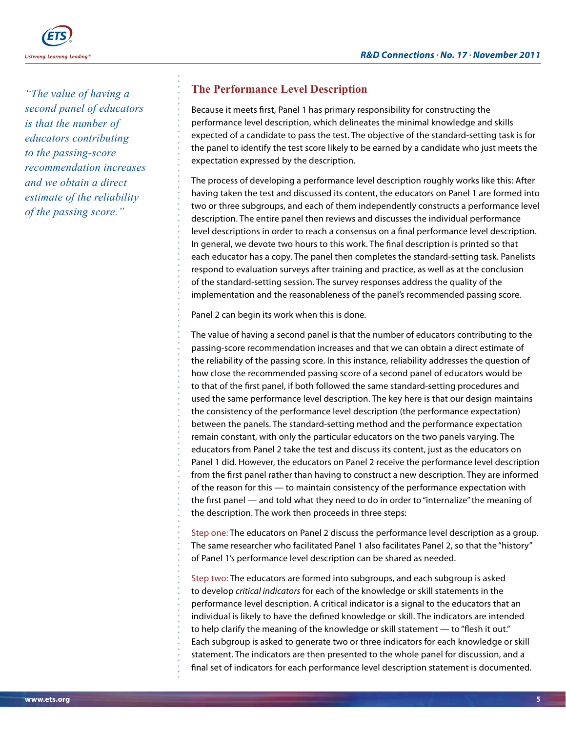*"The value of having a second panel of educators is that the number of educators contributing to the passing-score recommendation increases and we obtain a direct estimate of the reliability of the passing score."*

## The Performance Level Description

Because it meets first, Panel 1 has primary responsibility for constructing the performance level description, which delineates the minimal knowledge and skills expected of a candidate to pass the test. The objective of the standard-setting task is for the panel to identify the test score likely to be earned by a candidate who just meets the expectation expressed by the description.

The process of developing a performance level description roughly works like this: After having taken the test and discussed its content, the educators on Panel 1 are formed into two or three subgroups, and each of them independently constructs a performance level description. The entire panel then reviews and discusses the individual performance level descriptions in order to reach a consensus on a final performance level description. In general, we devote two hours to this work. The final description is printed so that each educator has a copy. The panel then completes the standard-setting task. Panelists respond to evaluation surveys after training and practice, as well as at the conclusion of the standard-setting session. The survey responses address the quality of the implementation and the reasonableness of the panel's recommended passing score.

Panel 2 can begin its work when this is done.

The value of having a second panel is that the number of educators contributing to the passing-score recommendation increases and that we can obtain a direct estimate of the reliability of the passing score. In this instance, reliability addresses the question of how close the recommended passing score of a second panel of educators would be to that of the first panel, if both followed the same standard-setting procedures and used the same performance level description. The key here is that our design maintains the consistency of the performance level description (the performance expectation) between the panels. The standard-setting method and the performance expectation remain constant, with only the particular educators on the two panels varying. The educators from Panel 2 take the test and discuss its content, just as the educators on Panel 1 did. However, the educators on Panel 2 receive the performance level description from the first panel rather than having to construct a new description. They are informed of the reason for this — to maintain consistency of the performance expectation with the first panel — and told what they need to do in order to "internalize" the meaning of the description. The work then proceeds in three steps:

Step one: The educators on Panel 2 discuss the performance level description as a group. The same researcher who facilitated Panel 1 also facilitates Panel 2, so that the "history" of Panel 1's performance level description can be shared as needed.

Step two: The educators are formed into subgroups, and each subgroup is asked to develop *critical indicators* for each of the knowledge or skill statements in the performance level description. A critical indicator is a signal to the educators that an individual is likely to have the defined knowledge or skill. The indicators are intended to help clarify the meaning of the knowledge or skill statement — to "flesh it out." Each subgroup is asked to generate two or three indicators for each knowledge or skill statement. The indicators are then presented to the whole panel for discussion, and a final set of indicators for each performance level description statement is documented.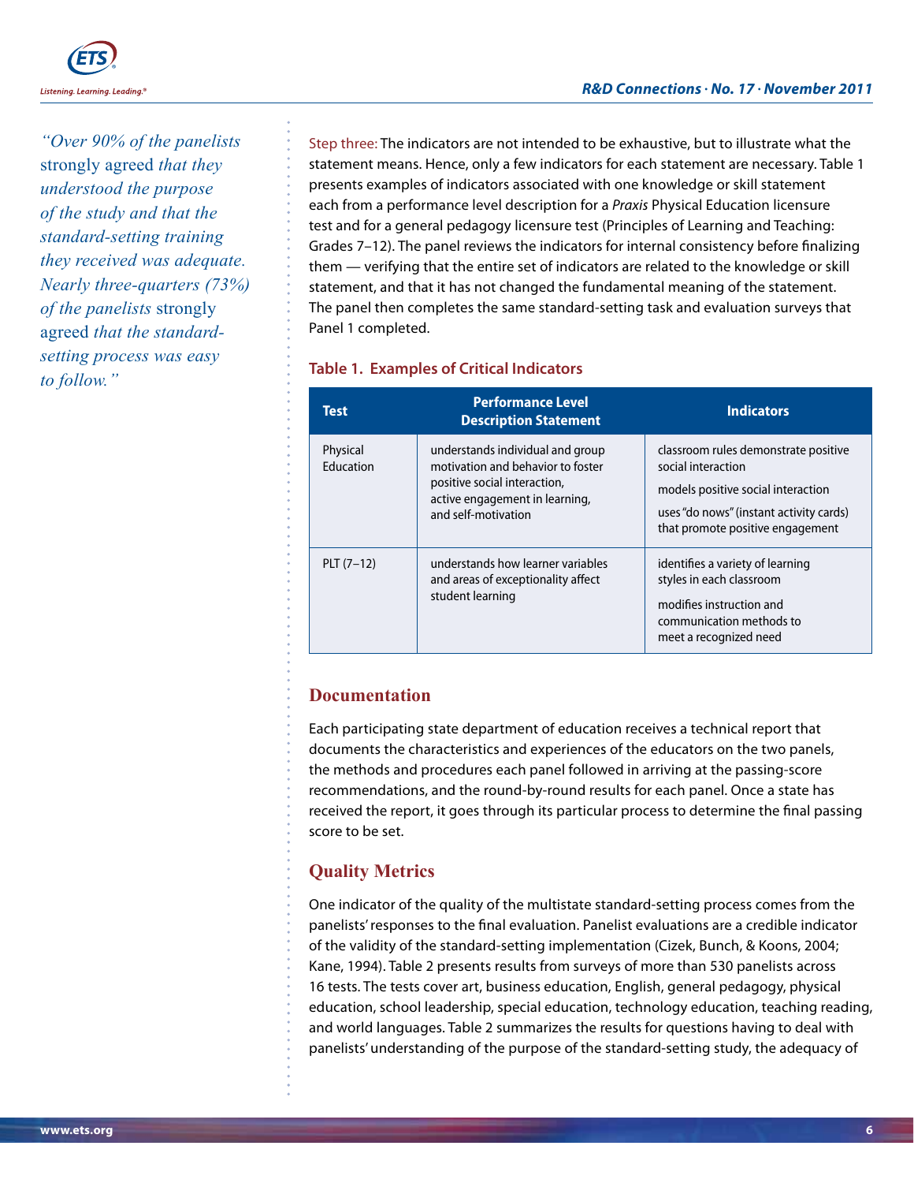> *"Over 90% of the panelists* strongly agreed *that they understood the purpose of the study and that the standard-setting training they received was adequate. Nearly three-quarters (73%) of the panelists* strongly agreed *that the standard-setting process was easy to follow."*

Step three: The indicators are not intended to be exhaustive, but to illustrate what the statement means. Hence, only a few indicators for each statement are necessary. Table 1 presents examples of indicators associated with one knowledge or skill statement each from a performance level description for a *Praxis* Physical Education licensure test and for a general pedagogy licensure test (Principles of Learning and Teaching: Grades 7–12). The panel reviews the indicators for internal consistency before finalizing them — verifying that the entire set of indicators are related to the knowledge or skill statement, and that it has not changed the fundamental meaning of the statement. The panel then completes the same standard-setting task and evaluation surveys that Panel 1 completed.

**Table 1. Examples of Critical Indicators**

| Test | Performance Level Description Statement | Indicators |
|---|---|---|
| Physical Education | understands individual and group motivation and behavior to foster positive social interaction, active engagement in learning, and self-motivation | classroom rules demonstrate positive social interaction<br>models positive social interaction<br>uses "do nows" (instant activity cards) that promote positive engagement |
| PLT (7–12) | understands how learner variables and areas of exceptionality affect student learning | identifies a variety of learning styles in each classroom<br>modifies instruction and communication methods to meet a recognized need |

## Documentation

Each participating state department of education receives a technical report that documents the characteristics and experiences of the educators on the two panels, the methods and procedures each panel followed in arriving at the passing-score recommendations, and the round-by-round results for each panel. Once a state has received the report, it goes through its particular process to determine the final passing score to be set.

## Quality Metrics

One indicator of the quality of the multistate standard-setting process comes from the panelists' responses to the final evaluation. Panelist evaluations are a credible indicator of the validity of the standard-setting implementation (Cizek, Bunch, & Koons, 2004; Kane, 1994). Table 2 presents results from surveys of more than 530 panelists across 16 tests. The tests cover art, business education, English, general pedagogy, physical education, school leadership, special education, technology education, teaching reading, and world languages. Table 2 summarizes the results for questions having to deal with panelists' understanding of the purpose of the standard-setting study, the adequacy of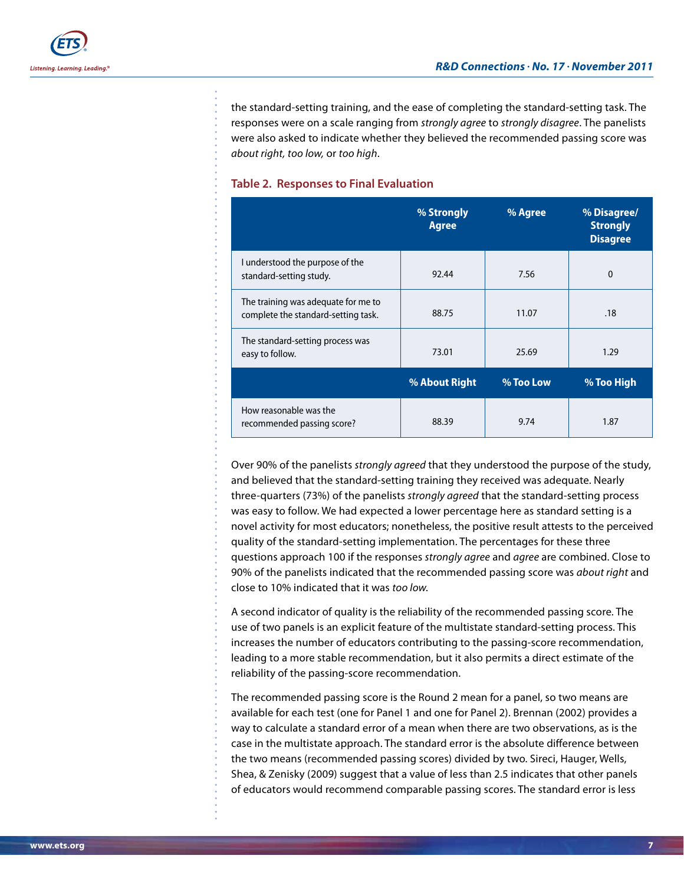the standard-setting training, and the ease of completing the standard-setting task. The responses were on a scale ranging from *strongly agree* to *strongly disagree*. The panelists were also asked to indicate whether they believed the recommended passing score was *about right, too low,* or *too high*.

### Table 2. Responses to Final Evaluation

| | % Strongly Agree | % Agree | % Disagree/ Strongly Disagree |
|---|---|---|---|
| I understood the purpose of the standard-setting study. | 92.44 | 7.56 | 0 |
| The training was adequate for me to complete the standard-setting task. | 88.75 | 11.07 | .18 |
| The standard-setting process was easy to follow. | 73.01 | 25.69 | 1.29 |
| | **% About Right** | **% Too Low** | **% Too High** |
| How reasonable was the recommended passing score? | 88.39 | 9.74 | 1.87 |

Over 90% of the panelists *strongly agreed* that they understood the purpose of the study, and believed that the standard-setting training they received was adequate. Nearly three-quarters (73%) of the panelists *strongly agreed* that the standard-setting process was easy to follow. We had expected a lower percentage here as standard setting is a novel activity for most educators; nonetheless, the positive result attests to the perceived quality of the standard-setting implementation. The percentages for these three questions approach 100 if the responses *strongly agree* and *agree* are combined. Close to 90% of the panelists indicated that the recommended passing score was *about right* and close to 10% indicated that it was *too low*.

A second indicator of quality is the reliability of the recommended passing score. The use of two panels is an explicit feature of the multistate standard-setting process. This increases the number of educators contributing to the passing-score recommendation, leading to a more stable recommendation, but it also permits a direct estimate of the reliability of the passing-score recommendation.

The recommended passing score is the Round 2 mean for a panel, so two means are available for each test (one for Panel 1 and one for Panel 2). Brennan (2002) provides a way to calculate a standard error of a mean when there are two observations, as is the case in the multistate approach. The standard error is the absolute difference between the two means (recommended passing scores) divided by two. Sireci, Hauger, Wells, Shea, & Zenisky (2009) suggest that a value of less than 2.5 indicates that other panels of educators would recommend comparable passing scores. The standard error is less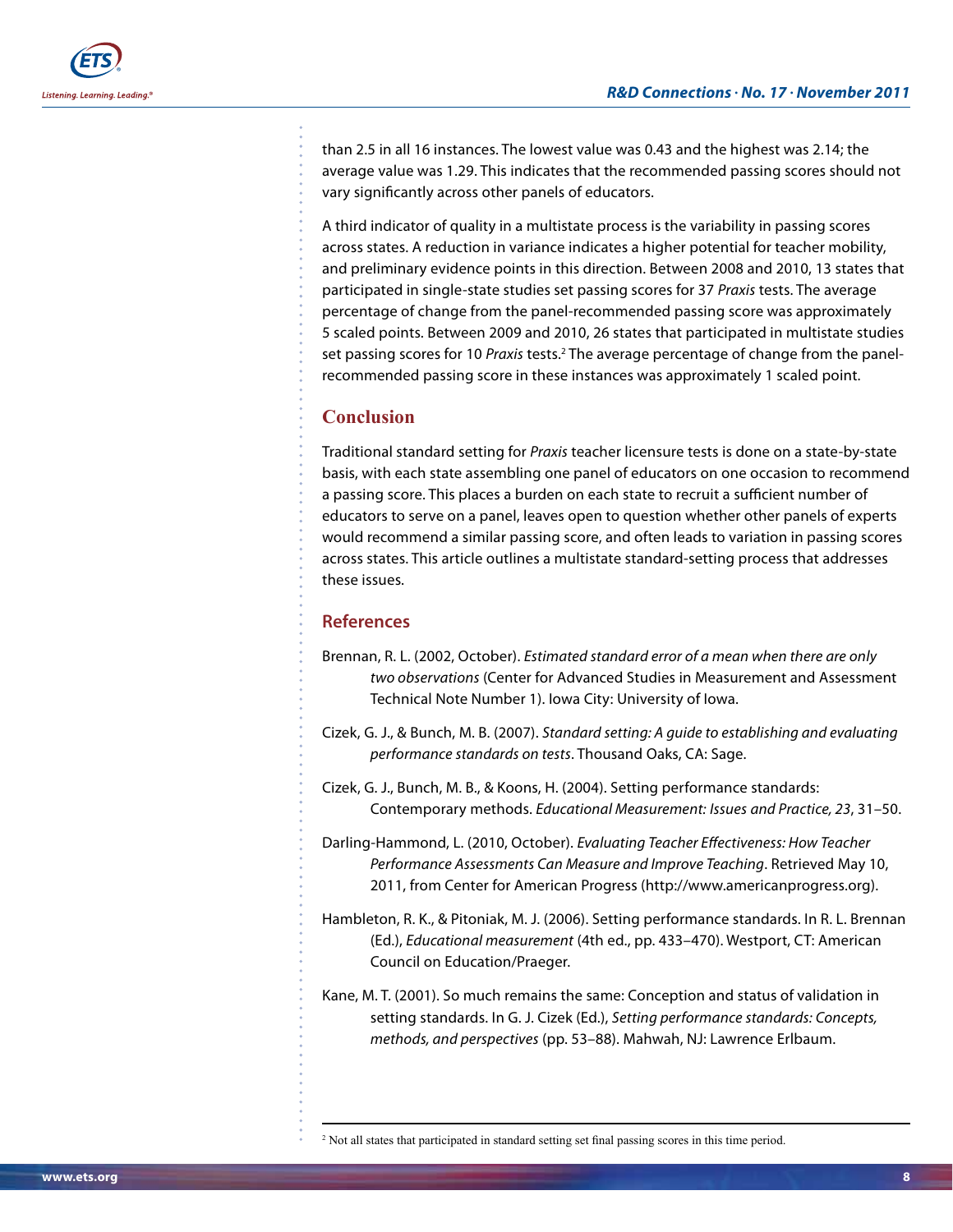than 2.5 in all 16 instances. The lowest value was 0.43 and the highest was 2.14; the average value was 1.29. This indicates that the recommended passing scores should not vary significantly across other panels of educators.

A third indicator of quality in a multistate process is the variability in passing scores across states. A reduction in variance indicates a higher potential for teacher mobility, and preliminary evidence points in this direction. Between 2008 and 2010, 13 states that participated in single-state studies set passing scores for 37 *Praxis* tests. The average percentage of change from the panel-recommended passing score was approximately 5 scaled points. Between 2009 and 2010, 26 states that participated in multistate studies set passing scores for 10 *Praxis* tests.[2] The average percentage of change from the panel-recommended passing score in these instances was approximately 1 scaled point.

## Conclusion

Traditional standard setting for *Praxis* teacher licensure tests is done on a state-by-state basis, with each state assembling one panel of educators on one occasion to recommend a passing score. This places a burden on each state to recruit a sufficient number of educators to serve on a panel, leaves open to question whether other panels of experts would recommend a similar passing score, and often leads to variation in passing scores across states. This article outlines a multistate standard-setting process that addresses these issues.

## References

Brennan, R. L. (2002, October). *Estimated standard error of a mean when there are only two observations* (Center for Advanced Studies in Measurement and Assessment Technical Note Number 1). Iowa City: University of Iowa.

Cizek, G. J., & Bunch, M. B. (2007). *Standard setting: A guide to establishing and evaluating performance standards on tests*. Thousand Oaks, CA: Sage.

Cizek, G. J., Bunch, M. B., & Koons, H. (2004). Setting performance standards: Contemporary methods. *Educational Measurement: Issues and Practice, 23*, 31–50.

Darling-Hammond, L. (2010, October). *Evaluating Teacher Effectiveness: How Teacher Performance Assessments Can Measure and Improve Teaching*. Retrieved May 10, 2011, from Center for American Progress (http://www.americanprogress.org).

Hambleton, R. K., & Pitoniak, M. J. (2006). Setting performance standards. In R. L. Brennan (Ed.), *Educational measurement* (4th ed., pp. 433–470). Westport, CT: American Council on Education/Praeger.

Kane, M. T. (2001). So much remains the same: Conception and status of validation in setting standards. In G. J. Cizek (Ed.), *Setting performance standards: Concepts, methods, and perspectives* (pp. 53–88). Mahwah, NJ: Lawrence Erlbaum.

---

[2] Not all states that participated in standard setting set final passing scores in this time period.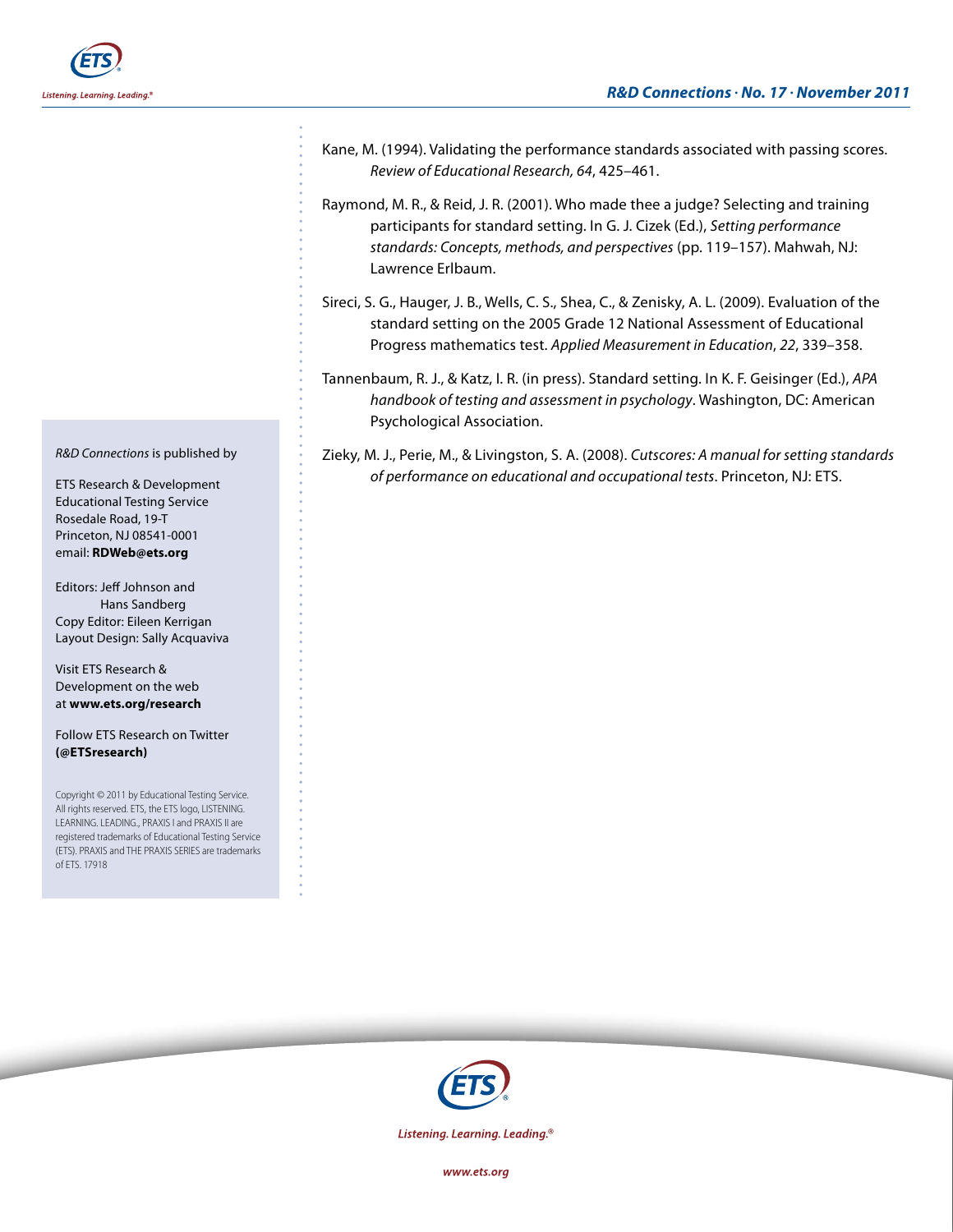Kane, M. (1994). Validating the performance standards associated with passing scores. *Review of Educational Research, 64*, 425–461.

Raymond, M. R., & Reid, J. R. (2001). Who made thee a judge? Selecting and training participants for standard setting. In G. J. Cizek (Ed.), *Setting performance standards: Concepts, methods, and perspectives* (pp. 119–157). Mahwah, NJ: Lawrence Erlbaum.

Sireci, S. G., Hauger, J. B., Wells, C. S., Shea, C., & Zenisky, A. L. (2009). Evaluation of the standard setting on the 2005 Grade 12 National Assessment of Educational Progress mathematics test. *Applied Measurement in Education*, *22*, 339–358.

Tannenbaum, R. J., & Katz, I. R. (in press). Standard setting. In K. F. Geisinger (Ed.), *APA handbook of testing and assessment in psychology*. Washington, DC: American Psychological Association.

Zieky, M. J., Perie, M., & Livingston, S. A. (2008). *Cutscores: A manual for setting standards of performance on educational and occupational tests*. Princeton, NJ: ETS.

*R&D Connections* is published by

ETS Research & Development
Educational Testing Service
Rosedale Road, 19-T
Princeton, NJ 08541-0001
email: **RDWeb@ets.org**

Editors: Jeff Johnson and Hans Sandberg
Copy Editor: Eileen Kerrigan
Layout Design: Sally Acquaviva

Visit ETS Research & Development on the web at **www.ets.org/research**

Follow ETS Research on Twitter **(@ETSresearch)**

Copyright © 2011 by Educational Testing Service. All rights reserved. ETS, the ETS logo, LISTENING. LEARNING. LEADING., PRAXIS I and PRAXIS II are registered trademarks of Educational Testing Service (ETS). PRAXIS and THE PRAXIS SERIES are trademarks of ETS. 17918

*Listening. Learning. Leading.®*

*www.ets.org*